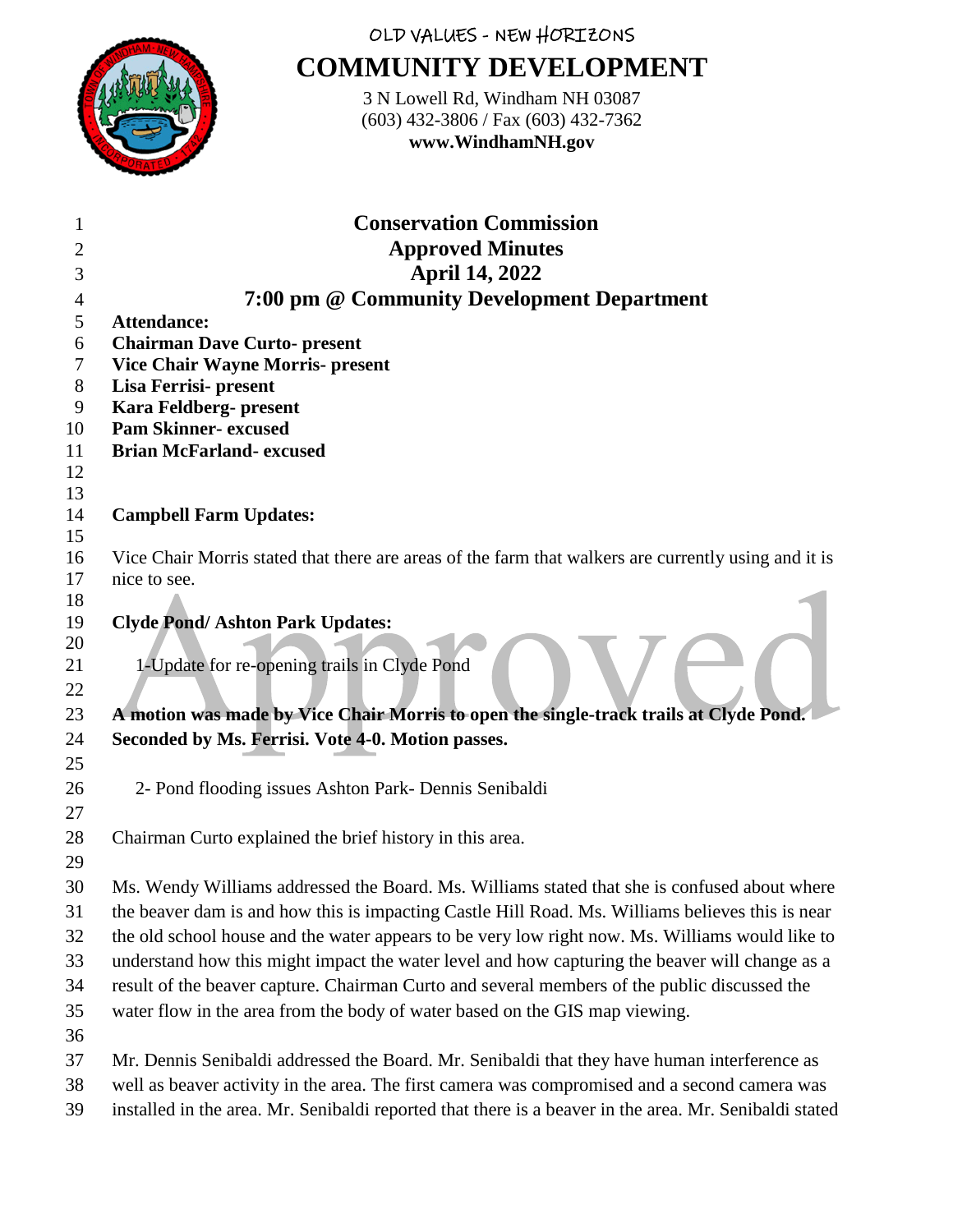OLD VALUES - NEW HORIZONS

# COMMUNITY DEVELOPMENT

3 N Lowell Rd, Windham NH 03087
(603) 432-3806 / Fax (603) 432-7362
**www.WindhamNH.gov**

## Conservation Commission
## Approved Minutes
## April 14, 2022
## 7:00 pm @ Community Development Department

**Attendance:**
**Chairman Dave Curto- present**
**Vice Chair Wayne Morris- present**
**Lisa Ferrisi- present**
**Kara Feldberg- present**
**Pam Skinner- excused**
**Brian McFarland- excused**

**Campbell Farm Updates:**

Vice Chair Morris stated that there are areas of the farm that walkers are currently using and it is nice to see.

**Clyde Pond/ Ashton Park Updates:**

1-Update for re-opening trails in Clyde Pond

**A motion was made by Vice Chair Morris to open the single-track trails at Clyde Pond. Seconded by Ms. Ferrisi. Vote 4-0. Motion passes.**

2- Pond flooding issues Ashton Park- Dennis Senibaldi

Chairman Curto explained the brief history in this area.

Ms. Wendy Williams addressed the Board. Ms. Williams stated that she is confused about where the beaver dam is and how this is impacting Castle Hill Road. Ms. Williams believes this is near the old school house and the water appears to be very low right now. Ms. Williams would like to understand how this might impact the water level and how capturing the beaver will change as a result of the beaver capture. Chairman Curto and several members of the public discussed the water flow in the area from the body of water based on the GIS map viewing.

Mr. Dennis Senibaldi addressed the Board. Mr. Senibaldi that they have human interference as well as beaver activity in the area. The first camera was compromised and a second camera was installed in the area. Mr. Senibaldi reported that there is a beaver in the area. Mr. Senibaldi stated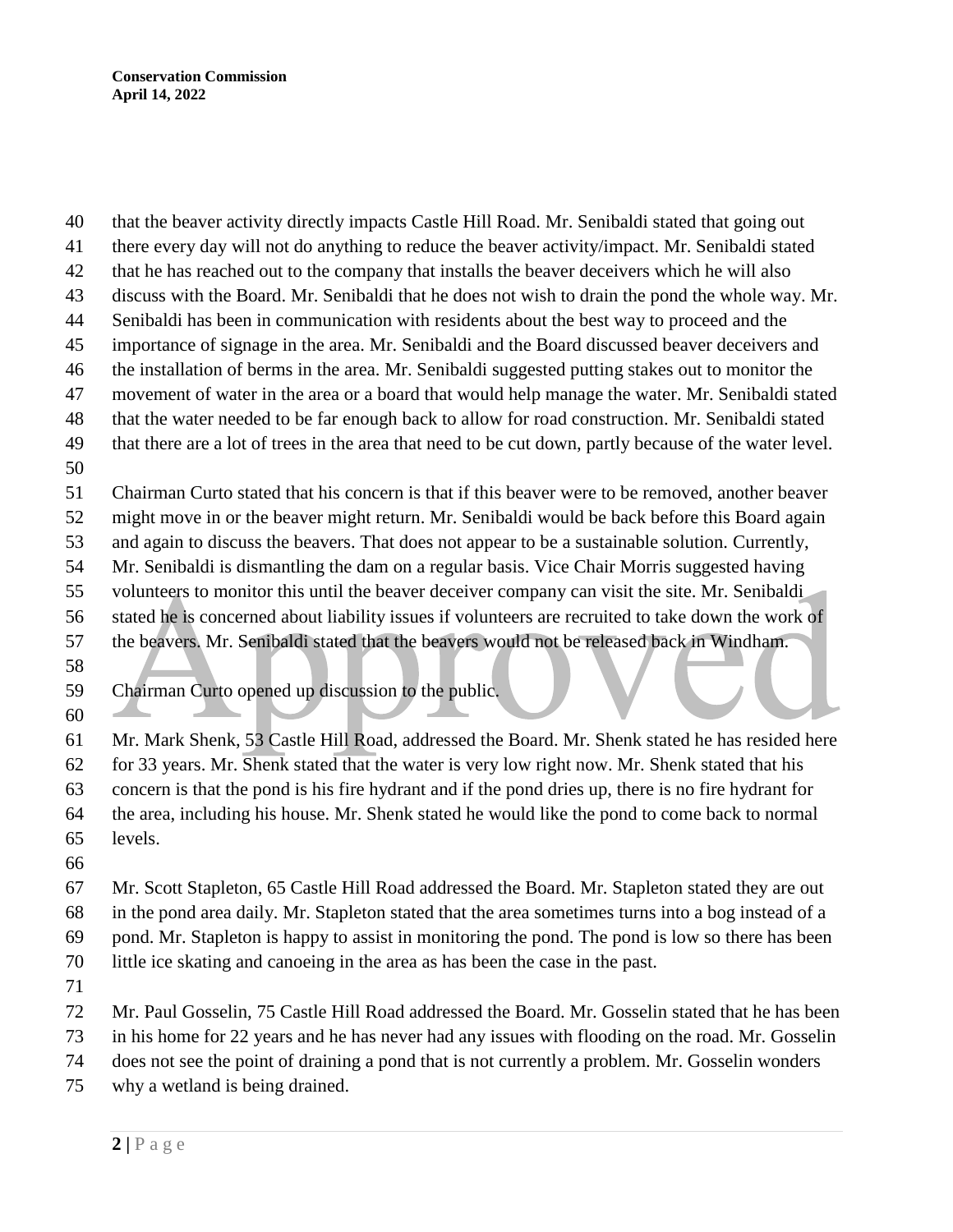that the beaver activity directly impacts Castle Hill Road. Mr. Senibaldi stated that going out there every day will not do anything to reduce the beaver activity/impact. Mr. Senibaldi stated that he has reached out to the company that installs the beaver deceivers which he will also discuss with the Board. Mr. Senibaldi that he does not wish to drain the pond the whole way. Mr. Senibaldi has been in communication with residents about the best way to proceed and the importance of signage in the area. Mr. Senibaldi and the Board discussed beaver deceivers and the installation of berms in the area. Mr. Senibaldi suggested putting stakes out to monitor the movement of water in the area or a board that would help manage the water. Mr. Senibaldi stated that the water needed to be far enough back to allow for road construction. Mr. Senibaldi stated that there are a lot of trees in the area that need to be cut down, partly because of the water level.

Chairman Curto stated that his concern is that if this beaver were to be removed, another beaver might move in or the beaver might return. Mr. Senibaldi would be back before this Board again and again to discuss the beavers. That does not appear to be a sustainable solution. Currently, Mr. Senibaldi is dismantling the dam on a regular basis. Vice Chair Morris suggested having volunteers to monitor this until the beaver deceiver company can visit the site. Mr. Senibaldi stated he is concerned about liability issues if volunteers are recruited to take down the work of the beavers. Mr. Senibaldi stated that the beavers would not be released back in Windham.

Chairman Curto opened up discussion to the public.

Mr. Mark Shenk, 53 Castle Hill Road, addressed the Board. Mr. Shenk stated he has resided here for 33 years. Mr. Shenk stated that the water is very low right now. Mr. Shenk stated that his concern is that the pond is his fire hydrant and if the pond dries up, there is no fire hydrant for the area, including his house. Mr. Shenk stated he would like the pond to come back to normal levels.

Mr. Scott Stapleton, 65 Castle Hill Road addressed the Board. Mr. Stapleton stated they are out in the pond area daily. Mr. Stapleton stated that the area sometimes turns into a bog instead of a pond. Mr. Stapleton is happy to assist in monitoring the pond. The pond is low so there has been little ice skating and canoeing in the area as has been the case in the past.

Mr. Paul Gosselin, 75 Castle Hill Road addressed the Board. Mr. Gosselin stated that he has been in his home for 22 years and he has never had any issues with flooding on the road. Mr. Gosselin does not see the point of draining a pond that is not currently a problem. Mr. Gosselin wonders why a wetland is being drained.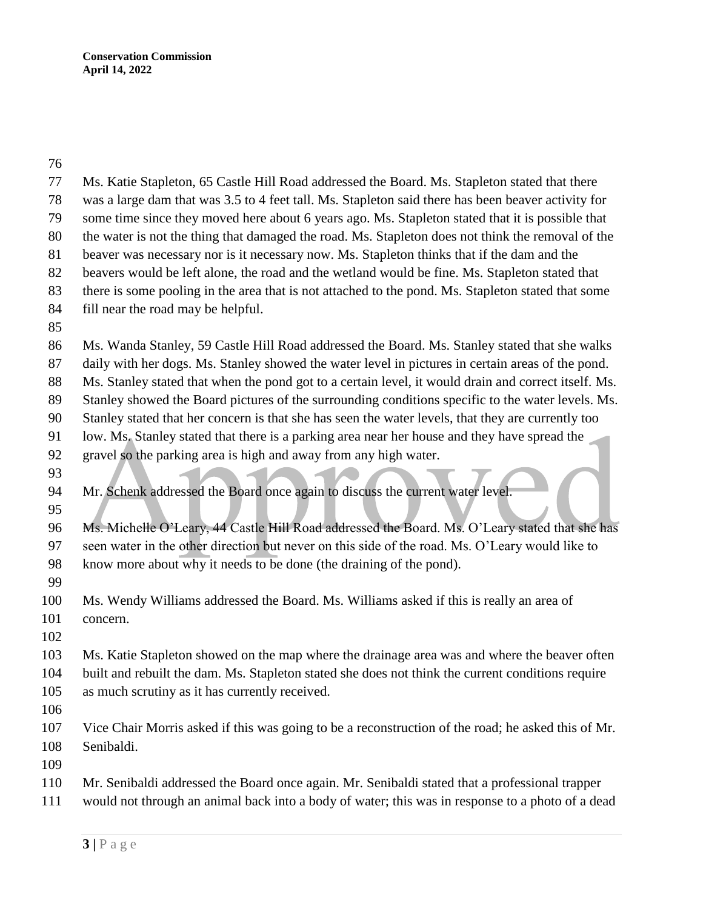Ms. Katie Stapleton, 65 Castle Hill Road addressed the Board. Ms. Stapleton stated that there was a large dam that was 3.5 to 4 feet tall. Ms. Stapleton said there has been beaver activity for some time since they moved here about 6 years ago. Ms. Stapleton stated that it is possible that the water is not the thing that damaged the road. Ms. Stapleton does not think the removal of the beaver was necessary nor is it necessary now. Ms. Stapleton thinks that if the dam and the beavers would be left alone, the road and the wetland would be fine. Ms. Stapleton stated that there is some pooling in the area that is not attached to the pond. Ms. Stapleton stated that some fill near the road may be helpful.

Ms. Wanda Stanley, 59 Castle Hill Road addressed the Board. Ms. Stanley stated that she walks daily with her dogs. Ms. Stanley showed the water level in pictures in certain areas of the pond. Ms. Stanley stated that when the pond got to a certain level, it would drain and correct itself. Ms. Stanley showed the Board pictures of the surrounding conditions specific to the water levels. Ms. Stanley stated that her concern is that she has seen the water levels, that they are currently too low. Ms. Stanley stated that there is a parking area near her house and they have spread the gravel so the parking area is high and away from any high water.

Mr. Schenk addressed the Board once again to discuss the current water level.

Ms. Michelle O'Leary, 44 Castle Hill Road addressed the Board. Ms. O'Leary stated that she has seen water in the other direction but never on this side of the road. Ms. O'Leary would like to know more about why it needs to be done (the draining of the pond).

Ms. Wendy Williams addressed the Board. Ms. Williams asked if this is really an area of concern.

Ms. Katie Stapleton showed on the map where the drainage area was and where the beaver often built and rebuilt the dam. Ms. Stapleton stated she does not think the current conditions require as much scrutiny as it has currently received.

Vice Chair Morris asked if this was going to be a reconstruction of the road; he asked this of Mr. Senibaldi.

Mr. Senibaldi addressed the Board once again. Mr. Senibaldi stated that a professional trapper would not through an animal back into a body of water; this was in response to a photo of a dead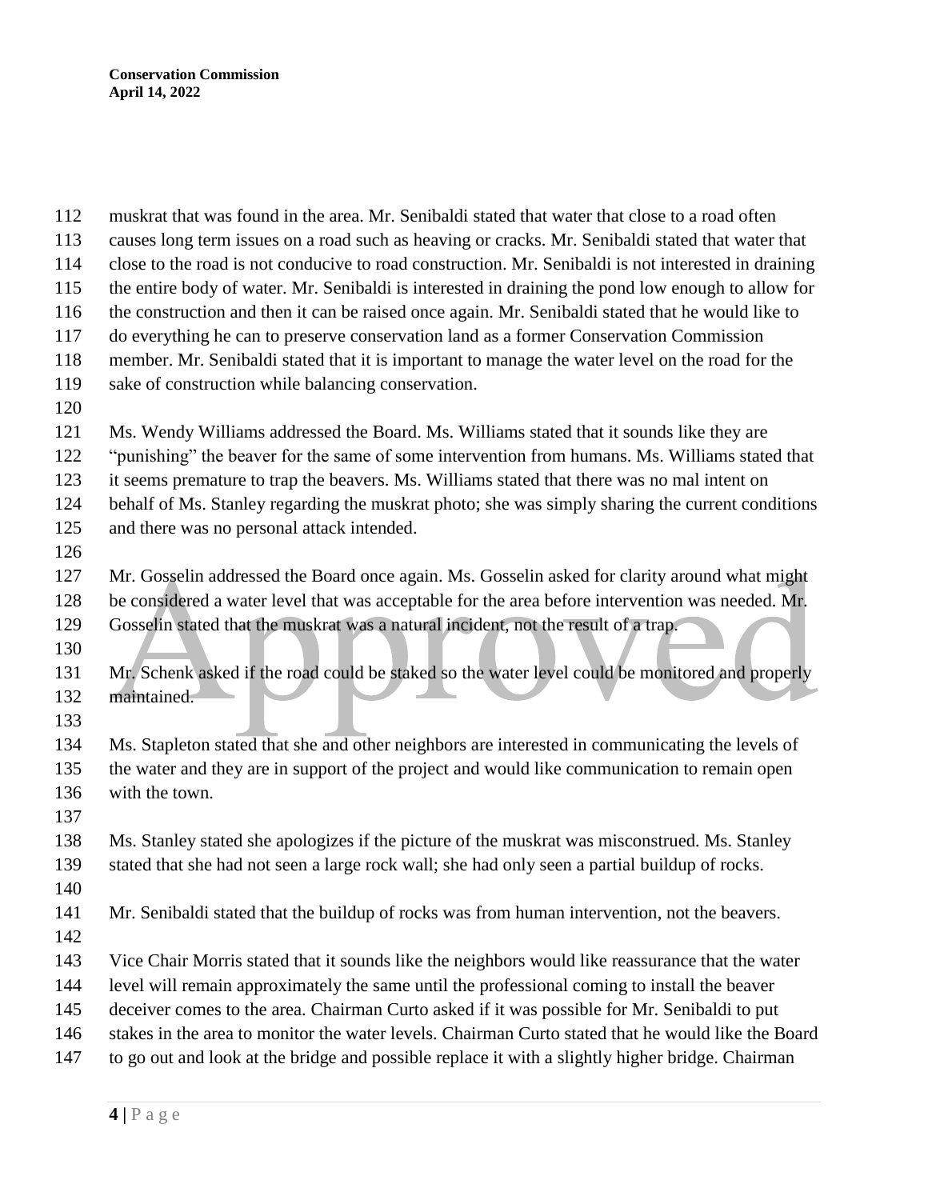muskrat that was found in the area. Mr. Senibaldi stated that water that close to a road often causes long term issues on a road such as heaving or cracks. Mr. Senibaldi stated that water that close to the road is not conducive to road construction. Mr. Senibaldi is not interested in draining the entire body of water. Mr. Senibaldi is interested in draining the pond low enough to allow for the construction and then it can be raised once again. Mr. Senibaldi stated that he would like to do everything he can to preserve conservation land as a former Conservation Commission member. Mr. Senibaldi stated that it is important to manage the water level on the road for the sake of construction while balancing conservation.

Ms. Wendy Williams addressed the Board. Ms. Williams stated that it sounds like they are "punishing" the beaver for the same of some intervention from humans. Ms. Williams stated that it seems premature to trap the beavers. Ms. Williams stated that there was no mal intent on behalf of Ms. Stanley regarding the muskrat photo; she was simply sharing the current conditions and there was no personal attack intended.

Mr. Gosselin addressed the Board once again. Ms. Gosselin asked for clarity around what might be considered a water level that was acceptable for the area before intervention was needed. Mr. Gosselin stated that the muskrat was a natural incident, not the result of a trap.

Mr. Schenk asked if the road could be staked so the water level could be monitored and properly maintained.

Ms. Stapleton stated that she and other neighbors are interested in communicating the levels of the water and they are in support of the project and would like communication to remain open with the town.

Ms. Stanley stated she apologizes if the picture of the muskrat was misconstrued. Ms. Stanley stated that she had not seen a large rock wall; she had only seen a partial buildup of rocks.

Mr. Senibaldi stated that the buildup of rocks was from human intervention, not the beavers.

Vice Chair Morris stated that it sounds like the neighbors would like reassurance that the water level will remain approximately the same until the professional coming to install the beaver deceiver comes to the area. Chairman Curto asked if it was possible for Mr. Senibaldi to put stakes in the area to monitor the water levels. Chairman Curto stated that he would like the Board to go out and look at the bridge and possible replace it with a slightly higher bridge. Chairman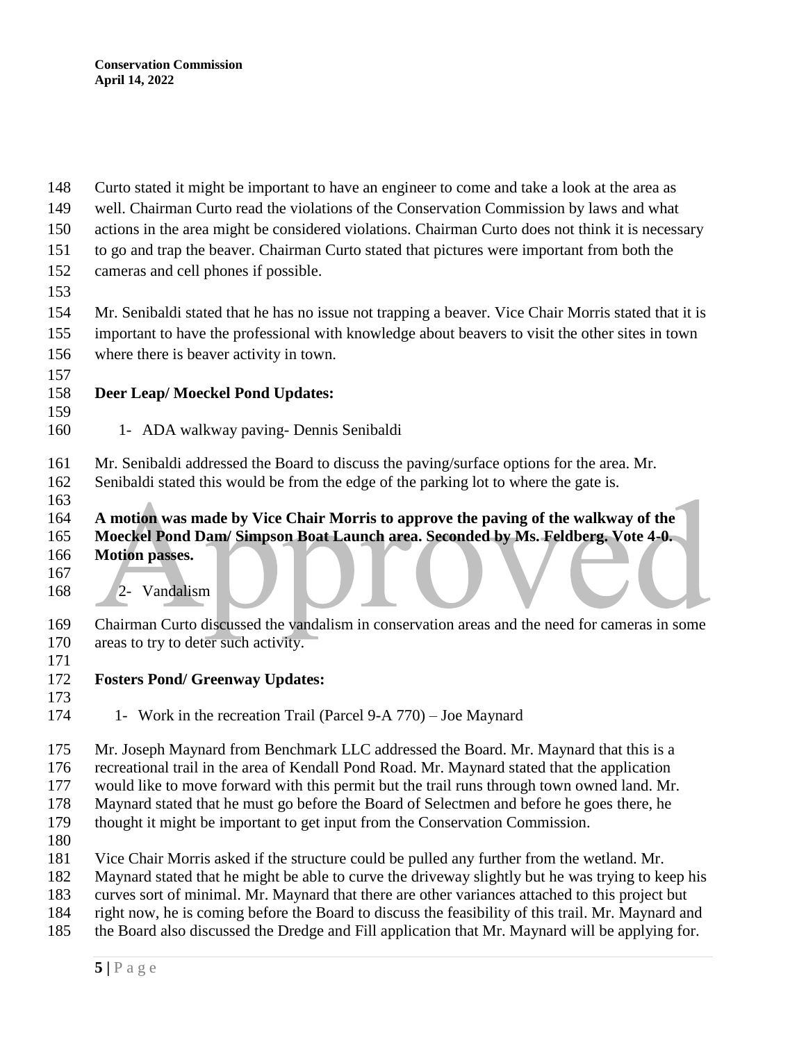Curto stated it might be important to have an engineer to come and take a look at the area as well. Chairman Curto read the violations of the Conservation Commission by laws and what actions in the area might be considered violations. Chairman Curto does not think it is necessary to go and trap the beaver. Chairman Curto stated that pictures were important from both the cameras and cell phones if possible.

Mr. Senibaldi stated that he has no issue not trapping a beaver. Vice Chair Morris stated that it is important to have the professional with knowledge about beavers to visit the other sites in town where there is beaver activity in town.

**Deer Leap/ Moeckel Pond Updates:**

1- ADA walkway paving- Dennis Senibaldi

Mr. Senibaldi addressed the Board to discuss the paving/surface options for the area. Mr. Senibaldi stated this would be from the edge of the parking lot to where the gate is.

**A motion was made by Vice Chair Morris to approve the paving of the walkway of the Moeckel Pond Dam/ Simpson Boat Launch area. Seconded by Ms. Feldberg. Vote 4-0. Motion passes.**

2- Vandalism

Chairman Curto discussed the vandalism in conservation areas and the need for cameras in some areas to try to deter such activity.

**Fosters Pond/ Greenway Updates:**

1- Work in the recreation Trail (Parcel 9-A 770) – Joe Maynard

Mr. Joseph Maynard from Benchmark LLC addressed the Board. Mr. Maynard that this is a recreational trail in the area of Kendall Pond Road. Mr. Maynard stated that the application would like to move forward with this permit but the trail runs through town owned land. Mr. Maynard stated that he must go before the Board of Selectmen and before he goes there, he thought it might be important to get input from the Conservation Commission.

Vice Chair Morris asked if the structure could be pulled any further from the wetland. Mr. Maynard stated that he might be able to curve the driveway slightly but he was trying to keep his curves sort of minimal. Mr. Maynard that there are other variances attached to this project but right now, he is coming before the Board to discuss the feasibility of this trail. Mr. Maynard and the Board also discussed the Dredge and Fill application that Mr. Maynard will be applying for.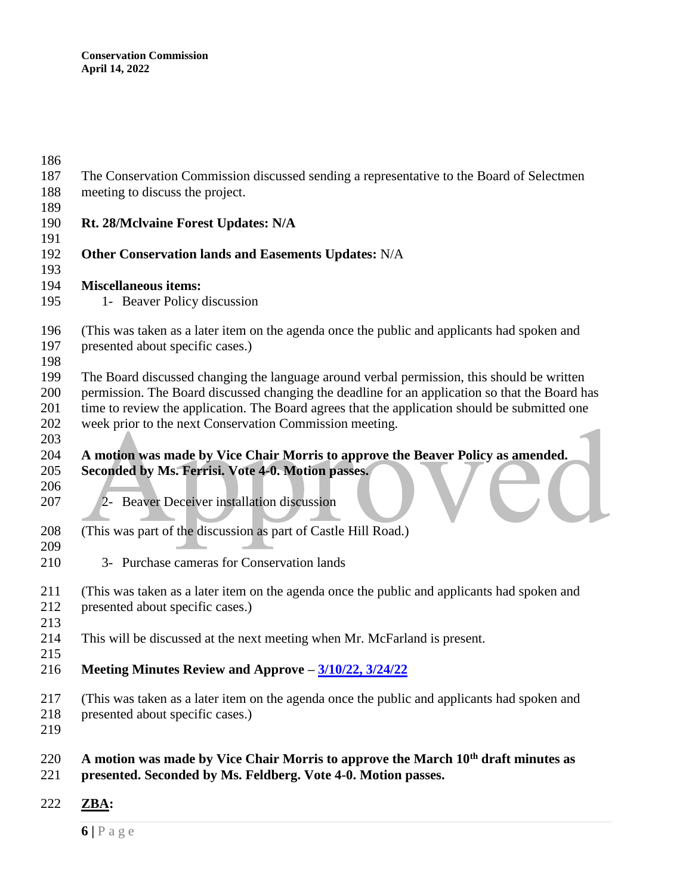The Conservation Commission discussed sending a representative to the Board of Selectmen meeting to discuss the project.

**Rt. 28/Mclvaine Forest Updates: N/A**

**Other Conservation lands and Easements Updates:** N/A

**Miscellaneous items:**

1- Beaver Policy discussion

(This was taken as a later item on the agenda once the public and applicants had spoken and presented about specific cases.)

The Board discussed changing the language around verbal permission, this should be written permission. The Board discussed changing the deadline for an application so that the Board has time to review the application. The Board agrees that the application should be submitted one week prior to the next Conservation Commission meeting.

**A motion was made by Vice Chair Morris to approve the Beaver Policy as amended. Seconded by Ms. Ferrisi. Vote 4-0. Motion passes.**

2- Beaver Deceiver installation discussion

(This was part of the discussion as part of Castle Hill Road.)

3- Purchase cameras for Conservation lands

(This was taken as a later item on the agenda once the public and applicants had spoken and presented about specific cases.)

This will be discussed at the next meeting when Mr. McFarland is present.

**Meeting Minutes Review and Approve – 3/10/22, 3/24/22**

(This was taken as a later item on the agenda once the public and applicants had spoken and presented about specific cases.)

**A motion was made by Vice Chair Morris to approve the March 10th draft minutes as presented. Seconded by Ms. Feldberg. Vote 4-0. Motion passes.**

**ZBA:**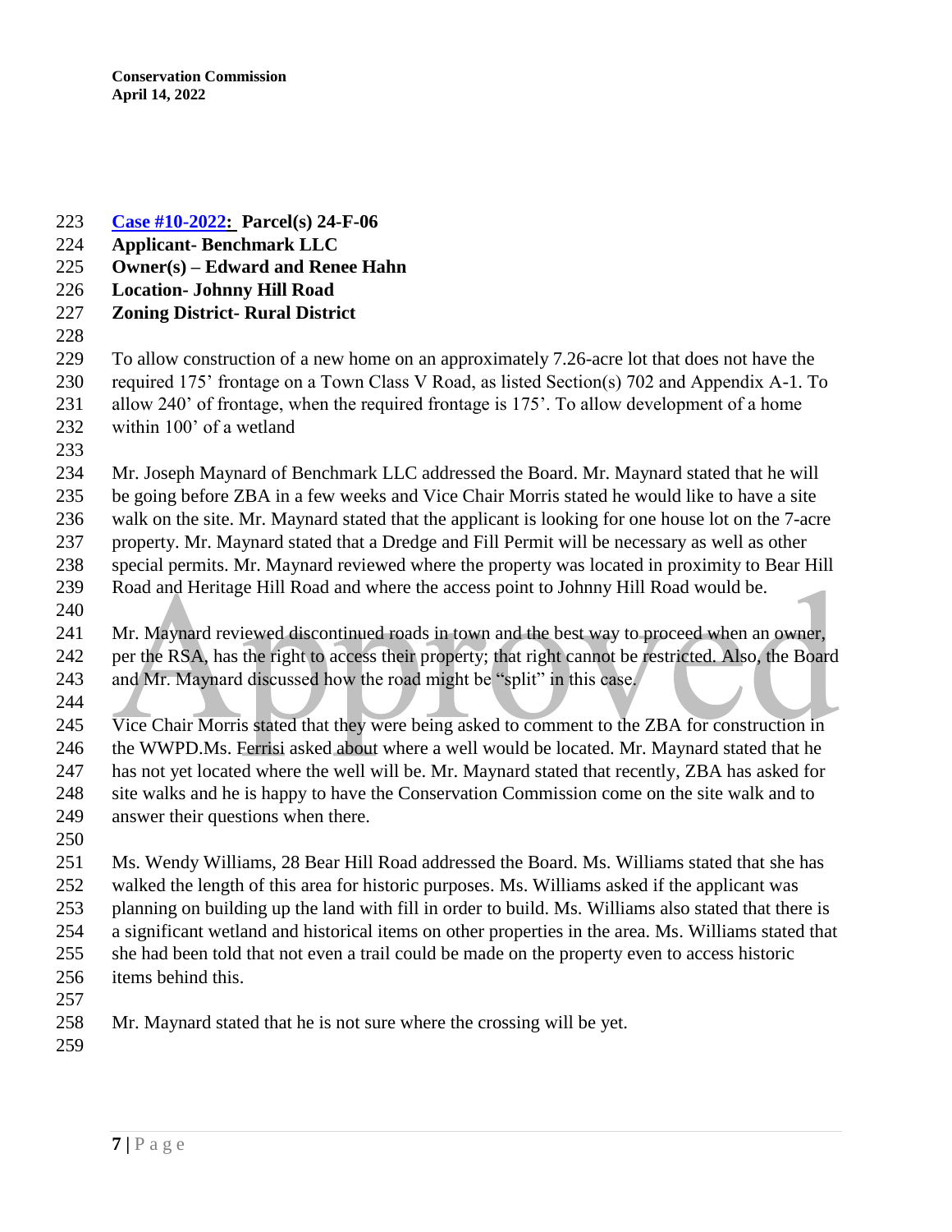**Case #10-2022: Parcel(s) 24-F-06**
**Applicant- Benchmark LLC**
**Owner(s) – Edward and Renee Hahn**
**Location- Johnny Hill Road**
**Zoning District- Rural District**

To allow construction of a new home on an approximately 7.26-acre lot that does not have the required 175' frontage on a Town Class V Road, as listed Section(s) 702 and Appendix A-1. To allow 240' of frontage, when the required frontage is 175'. To allow development of a home within 100' of a wetland

Mr. Joseph Maynard of Benchmark LLC addressed the Board. Mr. Maynard stated that he will be going before ZBA in a few weeks and Vice Chair Morris stated he would like to have a site walk on the site. Mr. Maynard stated that the applicant is looking for one house lot on the 7-acre property. Mr. Maynard stated that a Dredge and Fill Permit will be necessary as well as other special permits. Mr. Maynard reviewed where the property was located in proximity to Bear Hill Road and Heritage Hill Road and where the access point to Johnny Hill Road would be.

Mr. Maynard reviewed discontinued roads in town and the best way to proceed when an owner, per the RSA, has the right to access their property; that right cannot be restricted. Also, the Board and Mr. Maynard discussed how the road might be "split" in this case.

Vice Chair Morris stated that they were being asked to comment to the ZBA for construction in the WWPD.Ms. Ferrisi asked about where a well would be located. Mr. Maynard stated that he has not yet located where the well will be. Mr. Maynard stated that recently, ZBA has asked for site walks and he is happy to have the Conservation Commission come on the site walk and to answer their questions when there.

Ms. Wendy Williams, 28 Bear Hill Road addressed the Board. Ms. Williams stated that she has walked the length of this area for historic purposes. Ms. Williams asked if the applicant was planning on building up the land with fill in order to build. Ms. Williams also stated that there is a significant wetland and historical items on other properties in the area. Ms. Williams stated that she had been told that not even a trail could be made on the property even to access historic items behind this.

Mr. Maynard stated that he is not sure where the crossing will be yet.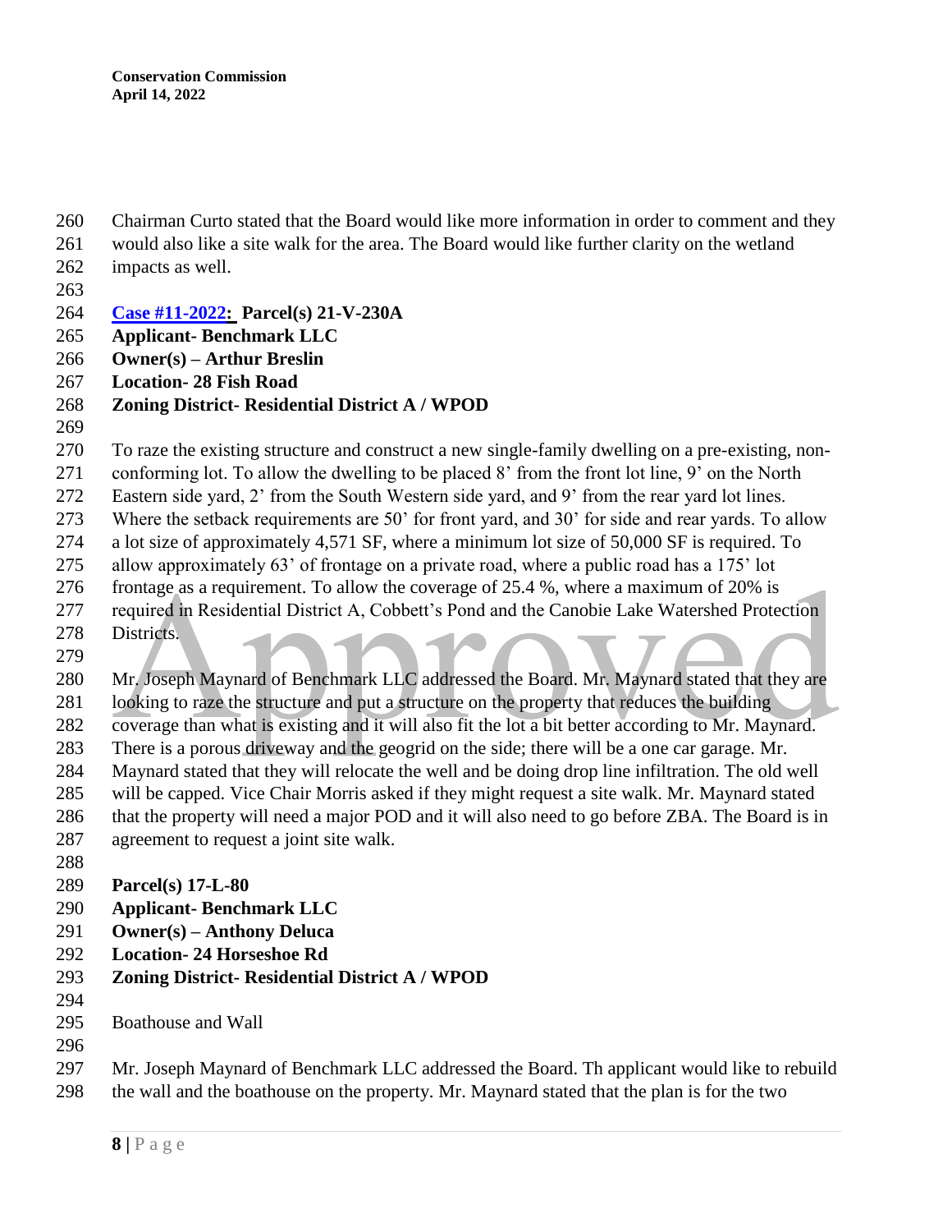Chairman Curto stated that the Board would like more information in order to comment and they would also like a site walk for the area. The Board would like further clarity on the wetland impacts as well.

**Case #11-2022: Parcel(s) 21-V-230A**
**Applicant- Benchmark LLC**
**Owner(s) – Arthur Breslin**
**Location- 28 Fish Road**
**Zoning District- Residential District A / WPOD**

To raze the existing structure and construct a new single-family dwelling on a pre-existing, non-conforming lot. To allow the dwelling to be placed 8' from the front lot line, 9' on the North Eastern side yard, 2' from the South Western side yard, and 9' from the rear yard lot lines. Where the setback requirements are 50' for front yard, and 30' for side and rear yards. To allow a lot size of approximately 4,571 SF, where a minimum lot size of 50,000 SF is required. To allow approximately 63' of frontage on a private road, where a public road has a 175' lot frontage as a requirement. To allow the coverage of 25.4 %, where a maximum of 20% is required in Residential District A, Cobbett's Pond and the Canobie Lake Watershed Protection Districts.

Mr. Joseph Maynard of Benchmark LLC addressed the Board. Mr. Maynard stated that they are looking to raze the structure and put a structure on the property that reduces the building coverage than what is existing and it will also fit the lot a bit better according to Mr. Maynard. There is a porous driveway and the geogrid on the side; there will be a one car garage. Mr. Maynard stated that they will relocate the well and be doing drop line infiltration. The old well will be capped. Vice Chair Morris asked if they might request a site walk. Mr. Maynard stated that the property will need a major POD and it will also need to go before ZBA. The Board is in agreement to request a joint site walk.

**Parcel(s) 17-L-80**
**Applicant- Benchmark LLC**
**Owner(s) – Anthony Deluca**
**Location- 24 Horseshoe Rd**
**Zoning District- Residential District A / WPOD**

Boathouse and Wall

Mr. Joseph Maynard of Benchmark LLC addressed the Board. Th applicant would like to rebuild the wall and the boathouse on the property. Mr. Maynard stated that the plan is for the two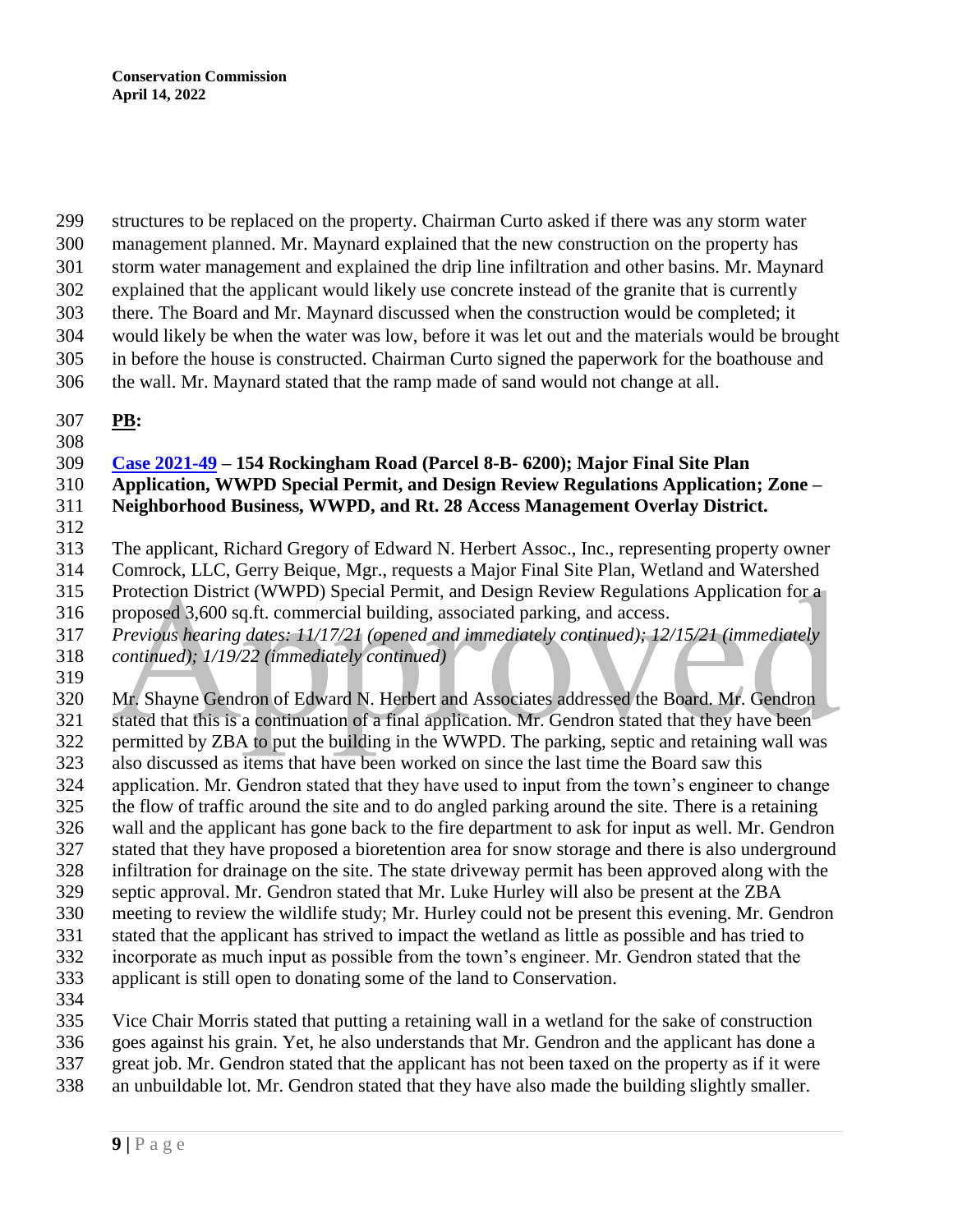structures to be replaced on the property. Chairman Curto asked if there was any storm water management planned. Mr. Maynard explained that the new construction on the property has storm water management and explained the drip line infiltration and other basins. Mr. Maynard explained that the applicant would likely use concrete instead of the granite that is currently there. The Board and Mr. Maynard discussed when the construction would be completed; it would likely be when the water was low, before it was let out and the materials would be brought in before the house is constructed. Chairman Curto signed the paperwork for the boathouse and the wall. Mr. Maynard stated that the ramp made of sand would not change at all.

**PB:**

**Case 2021-49 – 154 Rockingham Road (Parcel 8-B- 6200); Major Final Site Plan Application, WWPD Special Permit, and Design Review Regulations Application; Zone – Neighborhood Business, WWPD, and Rt. 28 Access Management Overlay District.**

The applicant, Richard Gregory of Edward N. Herbert Assoc., Inc., representing property owner Comrock, LLC, Gerry Beique, Mgr., requests a Major Final Site Plan, Wetland and Watershed Protection District (WWPD) Special Permit, and Design Review Regulations Application for a proposed 3,600 sq.ft. commercial building, associated parking, and access.
*Previous hearing dates: 11/17/21 (opened and immediately continued); 12/15/21 (immediately continued); 1/19/22 (immediately continued)*

Mr. Shayne Gendron of Edward N. Herbert and Associates addressed the Board. Mr. Gendron stated that this is a continuation of a final application. Mr. Gendron stated that they have been permitted by ZBA to put the building in the WWPD. The parking, septic and retaining wall was also discussed as items that have been worked on since the last time the Board saw this application. Mr. Gendron stated that they have used to input from the town's engineer to change the flow of traffic around the site and to do angled parking around the site. There is a retaining wall and the applicant has gone back to the fire department to ask for input as well. Mr. Gendron stated that they have proposed a bioretention area for snow storage and there is also underground infiltration for drainage on the site. The state driveway permit has been approved along with the septic approval. Mr. Gendron stated that Mr. Luke Hurley will also be present at the ZBA meeting to review the wildlife study; Mr. Hurley could not be present this evening. Mr. Gendron stated that the applicant has strived to impact the wetland as little as possible and has tried to incorporate as much input as possible from the town's engineer. Mr. Gendron stated that the applicant is still open to donating some of the land to Conservation.

Vice Chair Morris stated that putting a retaining wall in a wetland for the sake of construction goes against his grain. Yet, he also understands that Mr. Gendron and the applicant has done a great job. Mr. Gendron stated that the applicant has not been taxed on the property as if it were an unbuildable lot. Mr. Gendron stated that they have also made the building slightly smaller.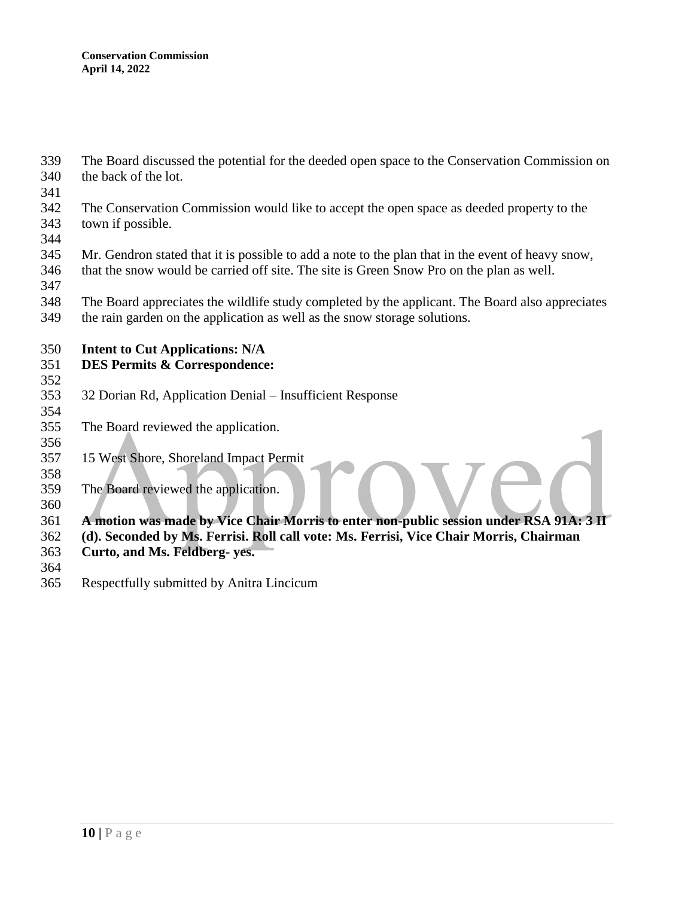The Board discussed the potential for the deeded open space to the Conservation Commission on the back of the lot.

The Conservation Commission would like to accept the open space as deeded property to the town if possible.

Mr. Gendron stated that it is possible to add a note to the plan that in the event of heavy snow, that the snow would be carried off site. The site is Green Snow Pro on the plan as well.

The Board appreciates the wildlife study completed by the applicant. The Board also appreciates the rain garden on the application as well as the snow storage solutions.

**Intent to Cut Applications: N/A**

**DES Permits & Correspondence:**

32 Dorian Rd, Application Denial – Insufficient Response

The Board reviewed the application.

15 West Shore, Shoreland Impact Permit

The Board reviewed the application.

**A motion was made by Vice Chair Morris to enter non-public session under RSA 91A: 3 II (d). Seconded by Ms. Ferrisi. Roll call vote: Ms. Ferrisi, Vice Chair Morris, Chairman Curto, and Ms. Feldberg- yes.**

Respectfully submitted by Anitra Lincicum